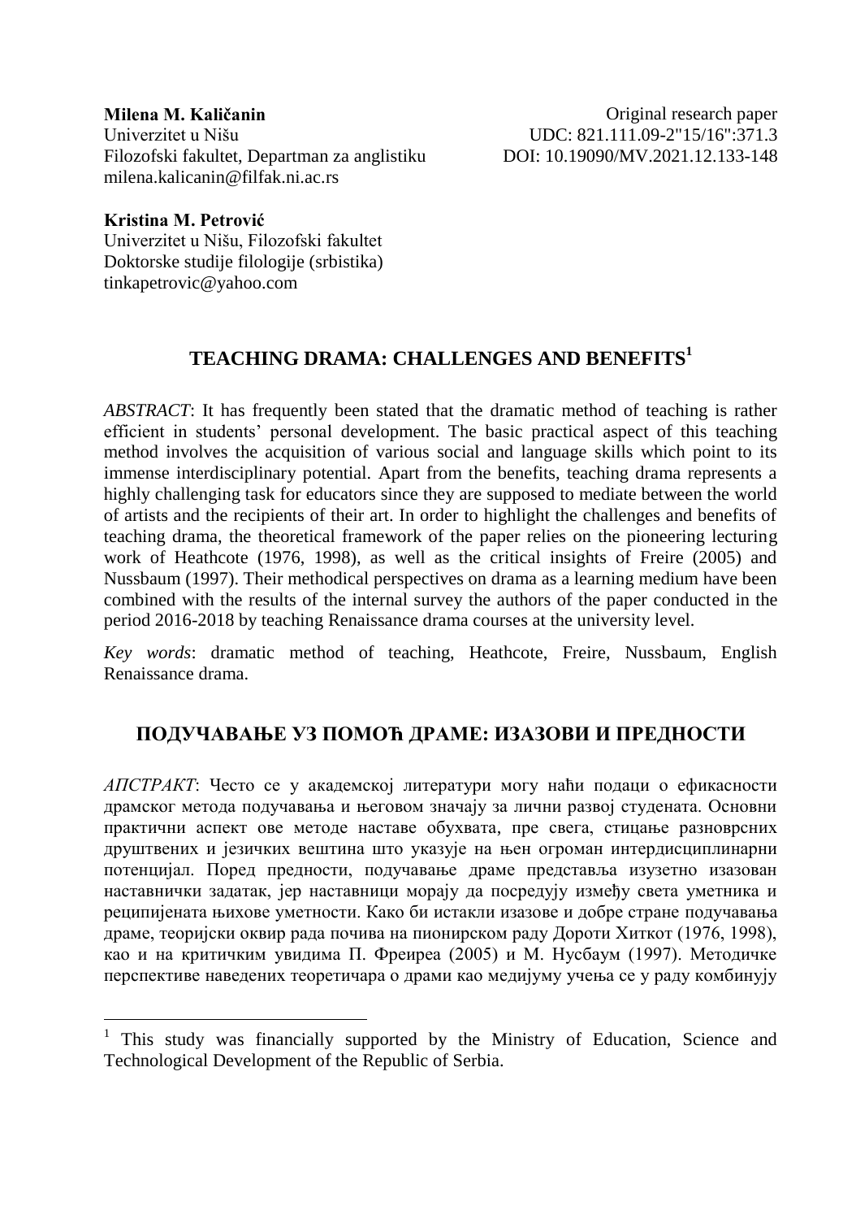**Milena M. Kaličanin**
Univerzitet u Nišu
Filozofski fakultet, Departman za anglistiku
milena.kalicanin@filfak.ni.ac.rs

Original research paper
UDC: 821.111.09-2"15/16":371.3
DOI: 10.19090/MV.2021.12.133-148

**Kristina M. Petrović**
Univerzitet u Nišu, Filozofski fakultet
Doktorske studije filologije (srbistika)
tinkapetrovic@yahoo.com

## TEACHING DRAMA: CHALLENGES AND BENEFITS[1]

*ABSTRACT*: It has frequently been stated that the dramatic method of teaching is rather efficient in students' personal development. The basic practical aspect of this teaching method involves the acquisition of various social and language skills which point to its immense interdisciplinary potential. Apart from the benefits, teaching drama represents a highly challenging task for educators since they are supposed to mediate between the world of artists and the recipients of their art. In order to highlight the challenges and benefits of teaching drama, the theoretical framework of the paper relies on the pioneering lecturing work of Heathcote (1976, 1998), as well as the critical insights of Freire (2005) and Nussbaum (1997). Their methodical perspectives on drama as a learning medium have been combined with the results of the internal survey the authors of the paper conducted in the period 2016-2018 by teaching Renaissance drama courses at the university level.

*Key words*: dramatic method of teaching, Heathcote, Freire, Nussbaum, English Renaissance drama.

## ПОДУЧАВАЊЕ УЗ ПОМОЋ ДРАМЕ: ИЗАЗОВИ И ПРЕДНОСТИ

*АПСТРАКТ*: Често се у академској литератури могу наћи подаци о ефикасности драмског метода подучавања и његовом значају за лични развој студената. Основни практични аспект ове методе наставе обухвата, пре свега, стицање разноврсних друштвених и језичких вештина што указује на њен огроман интердисциплинарни потенцијал. Поред предности, подучавање драме представља изузетно изазован наставнички задатак, јер наставници морају да посредују између света уметника и реципијената њихове уметности. Како би истакли изазове и добре стране подучавања драме, теоријски оквир рада почива на пионирском раду Дороти Хиткот (1976, 1998), као и на критичким увидима П. Фреиреа (2005) и М. Нусбаум (1997). Методичке перспективе наведених теоретичара о драми као медијуму учења се у раду комбинују

[1] This study was financially supported by the Ministry of Education, Science and Technological Development of the Republic of Serbia.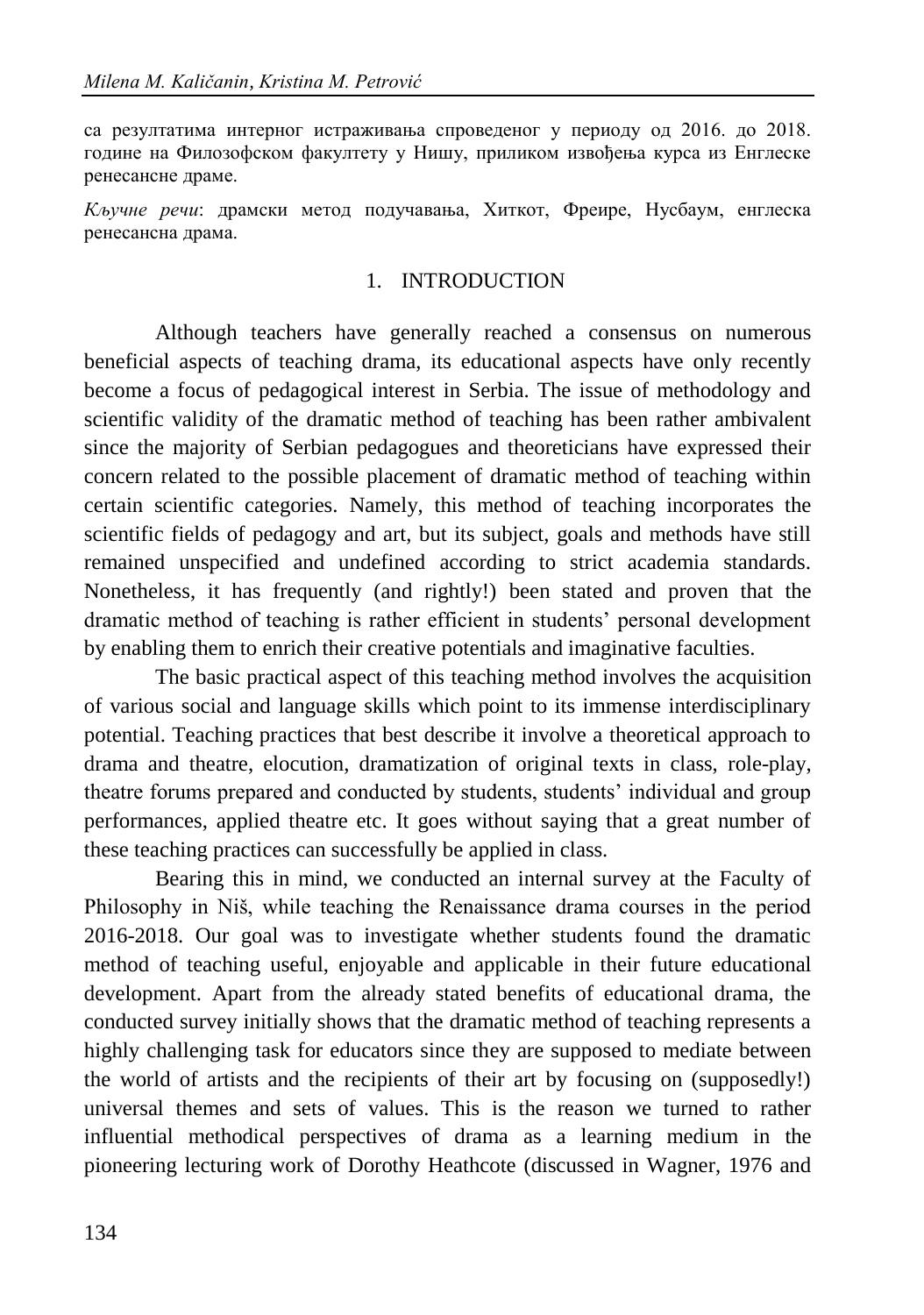са резултатима интерног истраживања спроведеног у периоду од 2016. до 2018. године на Филозофском факултету у Нишу, приликом извођења курса из Енглеске ренесансне драме.

*Кључне речи*: драмски метод подучавања, Хиткот, Фреире, Нусбаум, енглеска ренесансна драма.

## 1. INTRODUCTION

Although teachers have generally reached a consensus on numerous beneficial aspects of teaching drama, its educational aspects have only recently become a focus of pedagogical interest in Serbia. The issue of methodology and scientific validity of the dramatic method of teaching has been rather ambivalent since the majority of Serbian pedagogues and theoreticians have expressed their concern related to the possible placement of dramatic method of teaching within certain scientific categories. Namely, this method of teaching incorporates the scientific fields of pedagogy and art, but its subject, goals and methods have still remained unspecified and undefined according to strict academia standards. Nonetheless, it has frequently (and rightly!) been stated and proven that the dramatic method of teaching is rather efficient in students' personal development by enabling them to enrich their creative potentials and imaginative faculties.

The basic practical aspect of this teaching method involves the acquisition of various social and language skills which point to its immense interdisciplinary potential. Teaching practices that best describe it involve a theoretical approach to drama and theatre, elocution, dramatization of original texts in class, role-play, theatre forums prepared and conducted by students, students' individual and group performances, applied theatre etc. It goes without saying that a great number of these teaching practices can successfully be applied in class.

Bearing this in mind, we conducted an internal survey at the Faculty of Philosophy in Niš, while teaching the Renaissance drama courses in the period 2016-2018. Our goal was to investigate whether students found the dramatic method of teaching useful, enjoyable and applicable in their future educational development. Apart from the already stated benefits of educational drama, the conducted survey initially shows that the dramatic method of teaching represents a highly challenging task for educators since they are supposed to mediate between the world of artists and the recipients of their art by focusing on (supposedly!) universal themes and sets of values. This is the reason we turned to rather influential methodical perspectives of drama as a learning medium in the pioneering lecturing work of Dorothy Heathcote (discussed in Wagner, 1976 and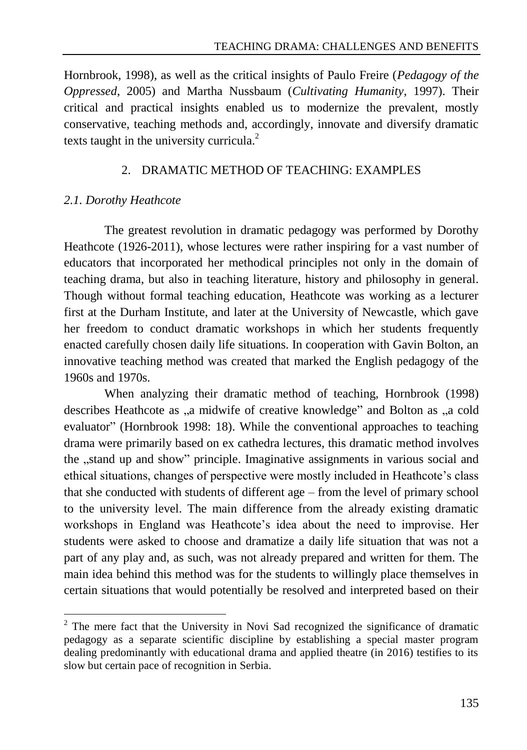Hornbrook, 1998), as well as the critical insights of Paulo Freire (*Pedagogy of the Oppressed*, 2005) and Martha Nussbaum (*Cultivating Humanity*, 1997). Their critical and practical insights enabled us to modernize the prevalent, mostly conservative, teaching methods and, accordingly, innovate and diversify dramatic texts taught in the university curricula.[2]

## 2. DRAMATIC METHOD OF TEACHING: EXAMPLES

### *2.1. Dorothy Heathcote*

The greatest revolution in dramatic pedagogy was performed by Dorothy Heathcote (1926-2011), whose lectures were rather inspiring for a vast number of educators that incorporated her methodical principles not only in the domain of teaching drama, but also in teaching literature, history and philosophy in general. Though without formal teaching education, Heathcote was working as a lecturer first at the Durham Institute, and later at the University of Newcastle, which gave her freedom to conduct dramatic workshops in which her students frequently enacted carefully chosen daily life situations. In cooperation with Gavin Bolton, an innovative teaching method was created that marked the English pedagogy of the 1960s and 1970s.

When analyzing their dramatic method of teaching, Hornbrook (1998) describes Heathcote as „a midwife of creative knowledge" and Bolton as „a cold evaluator" (Hornbrook 1998: 18). While the conventional approaches to teaching drama were primarily based on ex cathedra lectures, this dramatic method involves the „stand up and show" principle. Imaginative assignments in various social and ethical situations, changes of perspective were mostly included in Heathcote's class that she conducted with students of different age – from the level of primary school to the university level. The main difference from the already existing dramatic workshops in England was Heathcote's idea about the need to improvise. Her students were asked to choose and dramatize a daily life situation that was not a part of any play and, as such, was not already prepared and written for them. The main idea behind this method was for the students to willingly place themselves in certain situations that would potentially be resolved and interpreted based on their

[2] The mere fact that the University in Novi Sad recognized the significance of dramatic pedagogy as a separate scientific discipline by establishing a special master program dealing predominantly with educational drama and applied theatre (in 2016) testifies to its slow but certain pace of recognition in Serbia.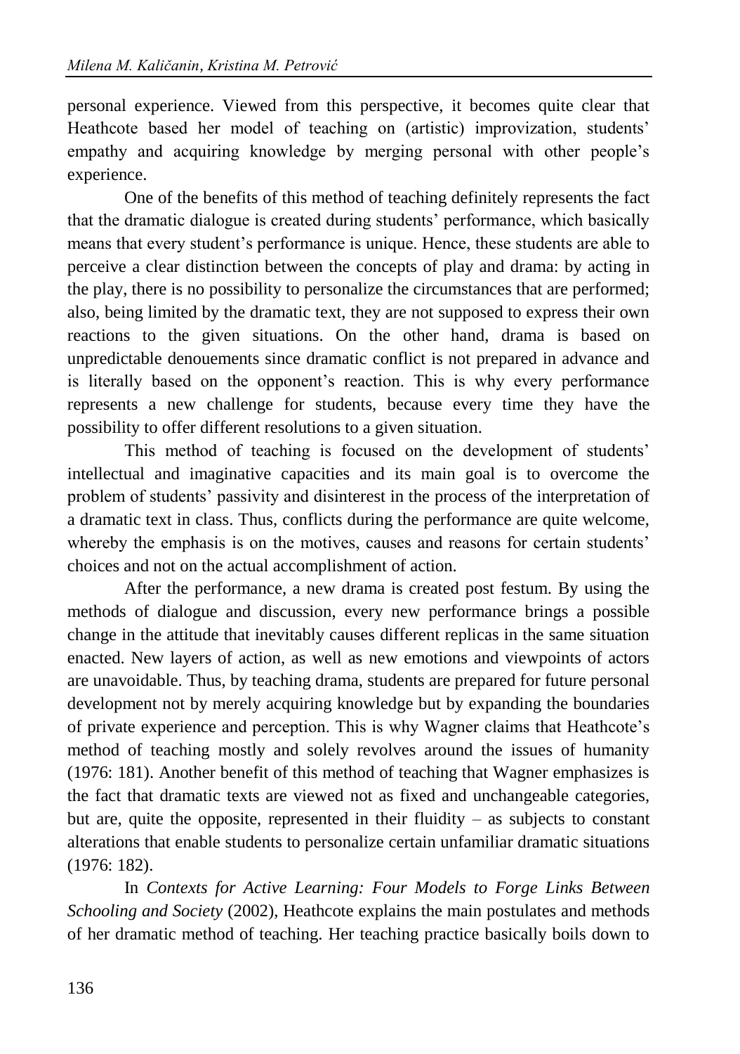personal experience. Viewed from this perspective, it becomes quite clear that Heathcote based her model of teaching on (artistic) improvization, students' empathy and acquiring knowledge by merging personal with other people's experience.

One of the benefits of this method of teaching definitely represents the fact that the dramatic dialogue is created during students' performance, which basically means that every student's performance is unique. Hence, these students are able to perceive a clear distinction between the concepts of play and drama: by acting in the play, there is no possibility to personalize the circumstances that are performed; also, being limited by the dramatic text, they are not supposed to express their own reactions to the given situations. On the other hand, drama is based on unpredictable denouements since dramatic conflict is not prepared in advance and is literally based on the opponent's reaction. This is why every performance represents a new challenge for students, because every time they have the possibility to offer different resolutions to a given situation.

This method of teaching is focused on the development of students' intellectual and imaginative capacities and its main goal is to overcome the problem of students' passivity and disinterest in the process of the interpretation of a dramatic text in class. Thus, conflicts during the performance are quite welcome, whereby the emphasis is on the motives, causes and reasons for certain students' choices and not on the actual accomplishment of action.

After the performance, a new drama is created post festum. By using the methods of dialogue and discussion, every new performance brings a possible change in the attitude that inevitably causes different replicas in the same situation enacted. New layers of action, as well as new emotions and viewpoints of actors are unavoidable. Thus, by teaching drama, students are prepared for future personal development not by merely acquiring knowledge but by expanding the boundaries of private experience and perception. This is why Wagner claims that Heathcote's method of teaching mostly and solely revolves around the issues of humanity (1976: 181). Another benefit of this method of teaching that Wagner emphasizes is the fact that dramatic texts are viewed not as fixed and unchangeable categories, but are, quite the opposite, represented in their fluidity – as subjects to constant alterations that enable students to personalize certain unfamiliar dramatic situations (1976: 182).

In *Contexts for Active Learning: Four Models to Forge Links Between Schooling and Society* (2002), Heathcote explains the main postulates and methods of her dramatic method of teaching. Her teaching practice basically boils down to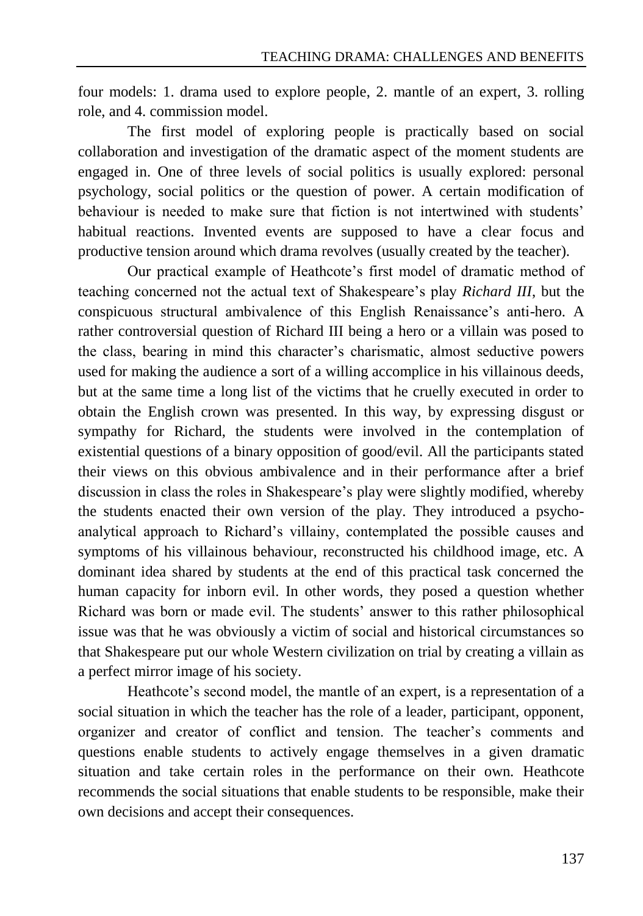four models: 1. drama used to explore people, 2. mantle of an expert, 3. rolling role, and 4. commission model.

The first model of exploring people is practically based on social collaboration and investigation of the dramatic aspect of the moment students are engaged in. One of three levels of social politics is usually explored: personal psychology, social politics or the question of power. A certain modification of behaviour is needed to make sure that fiction is not intertwined with students' habitual reactions. Invented events are supposed to have a clear focus and productive tension around which drama revolves (usually created by the teacher).

Our practical example of Heathcote's first model of dramatic method of teaching concerned not the actual text of Shakespeare's play *Richard III*, but the conspicuous structural ambivalence of this English Renaissance's anti-hero. A rather controversial question of Richard III being a hero or a villain was posed to the class, bearing in mind this character's charismatic, almost seductive powers used for making the audience a sort of a willing accomplice in his villainous deeds, but at the same time a long list of the victims that he cruelly executed in order to obtain the English crown was presented. In this way, by expressing disgust or sympathy for Richard, the students were involved in the contemplation of existential questions of a binary opposition of good/evil. All the participants stated their views on this obvious ambivalence and in their performance after a brief discussion in class the roles in Shakespeare's play were slightly modified, whereby the students enacted their own version of the play. They introduced a psycho-analytical approach to Richard's villainy, contemplated the possible causes and symptoms of his villainous behaviour, reconstructed his childhood image, etc. A dominant idea shared by students at the end of this practical task concerned the human capacity for inborn evil. In other words, they posed a question whether Richard was born or made evil. The students' answer to this rather philosophical issue was that he was obviously a victim of social and historical circumstances so that Shakespeare put our whole Western civilization on trial by creating a villain as a perfect mirror image of his society.

Heathcote's second model, the mantle of an expert, is a representation of a social situation in which the teacher has the role of a leader, participant, opponent, organizer and creator of conflict and tension. The teacher's comments and questions enable students to actively engage themselves in a given dramatic situation and take certain roles in the performance on their own. Heathcote recommends the social situations that enable students to be responsible, make their own decisions and accept their consequences.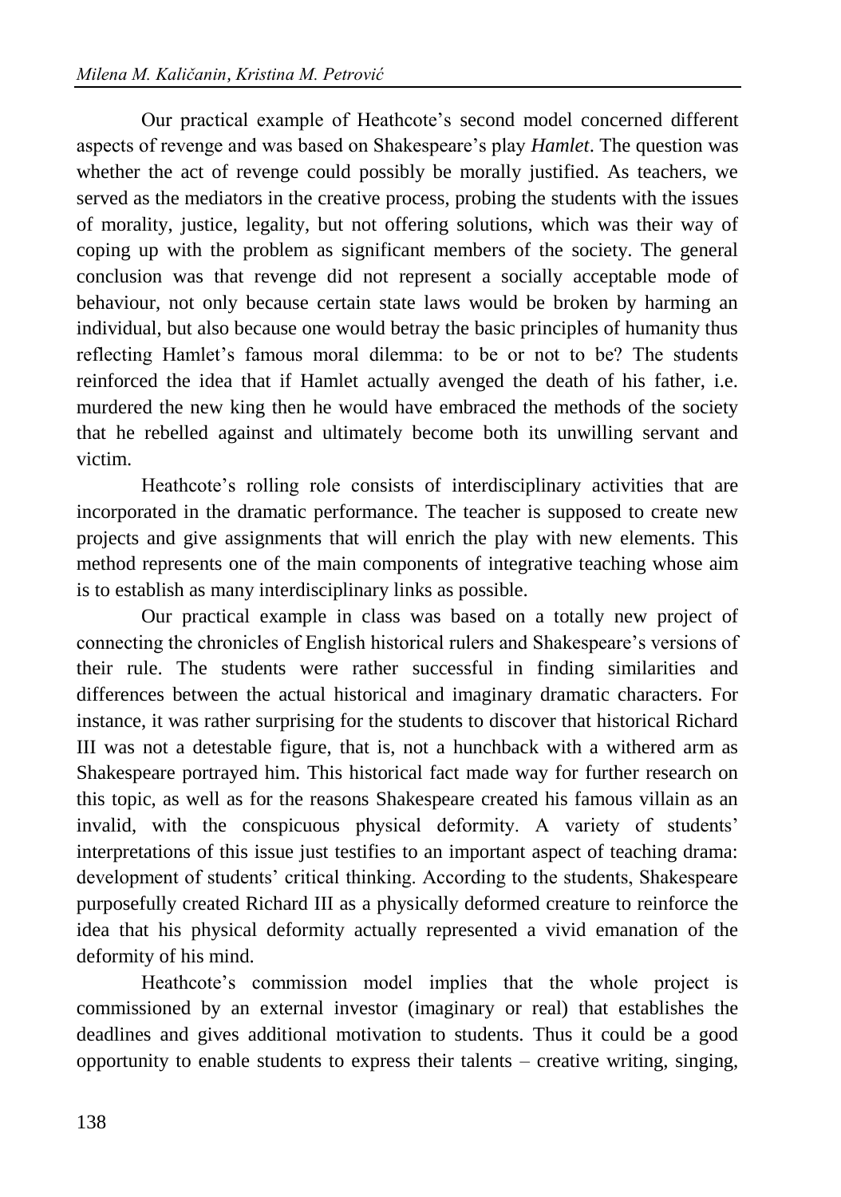Our practical example of Heathcote's second model concerned different aspects of revenge and was based on Shakespeare's play *Hamlet*. The question was whether the act of revenge could possibly be morally justified. As teachers, we served as the mediators in the creative process, probing the students with the issues of morality, justice, legality, but not offering solutions, which was their way of coping up with the problem as significant members of the society. The general conclusion was that revenge did not represent a socially acceptable mode of behaviour, not only because certain state laws would be broken by harming an individual, but also because one would betray the basic principles of humanity thus reflecting Hamlet's famous moral dilemma: to be or not to be? The students reinforced the idea that if Hamlet actually avenged the death of his father, i.e. murdered the new king then he would have embraced the methods of the society that he rebelled against and ultimately become both its unwilling servant and victim.

Heathcote's rolling role consists of interdisciplinary activities that are incorporated in the dramatic performance. The teacher is supposed to create new projects and give assignments that will enrich the play with new elements. This method represents one of the main components of integrative teaching whose aim is to establish as many interdisciplinary links as possible.

Our practical example in class was based on a totally new project of connecting the chronicles of English historical rulers and Shakespeare's versions of their rule. The students were rather successful in finding similarities and differences between the actual historical and imaginary dramatic characters. For instance, it was rather surprising for the students to discover that historical Richard III was not a detestable figure, that is, not a hunchback with a withered arm as Shakespeare portrayed him. This historical fact made way for further research on this topic, as well as for the reasons Shakespeare created his famous villain as an invalid, with the conspicuous physical deformity. A variety of students' interpretations of this issue just testifies to an important aspect of teaching drama: development of students' critical thinking. According to the students, Shakespeare purposefully created Richard III as a physically deformed creature to reinforce the idea that his physical deformity actually represented a vivid emanation of the deformity of his mind.

Heathcote's commission model implies that the whole project is commissioned by an external investor (imaginary or real) that establishes the deadlines and gives additional motivation to students. Thus it could be a good opportunity to enable students to express their talents – creative writing, singing,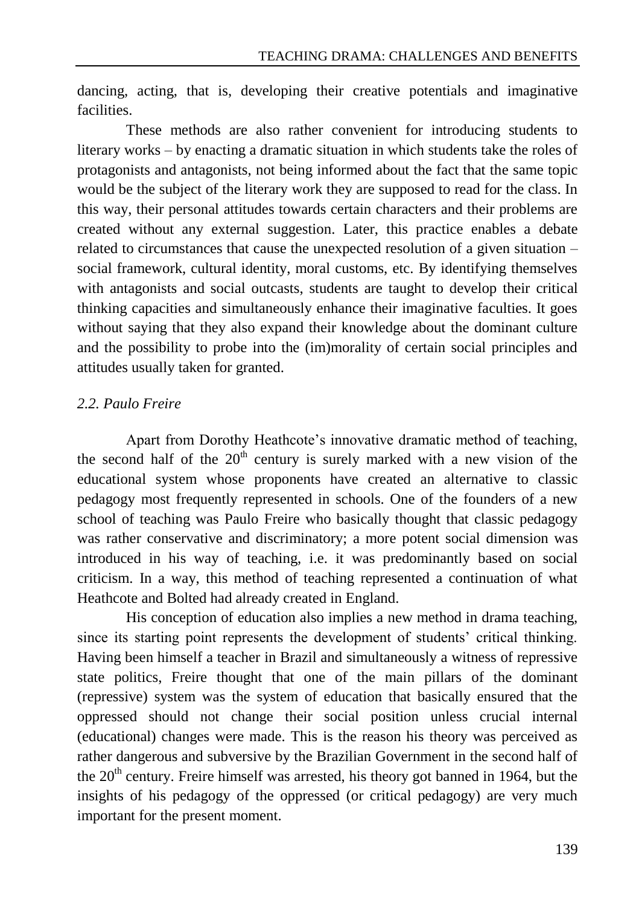dancing, acting, that is, developing their creative potentials and imaginative facilities.

These methods are also rather convenient for introducing students to literary works – by enacting a dramatic situation in which students take the roles of protagonists and antagonists, not being informed about the fact that the same topic would be the subject of the literary work they are supposed to read for the class. In this way, their personal attitudes towards certain characters and their problems are created without any external suggestion. Later, this practice enables a debate related to circumstances that cause the unexpected resolution of a given situation – social framework, cultural identity, moral customs, etc. By identifying themselves with antagonists and social outcasts, students are taught to develop their critical thinking capacities and simultaneously enhance their imaginative faculties. It goes without saying that they also expand their knowledge about the dominant culture and the possibility to probe into the (im)morality of certain social principles and attitudes usually taken for granted.

### *2.2. Paulo Freire*

Apart from Dorothy Heathcote's innovative dramatic method of teaching, the second half of the 20th century is surely marked with a new vision of the educational system whose proponents have created an alternative to classic pedagogy most frequently represented in schools. One of the founders of a new school of teaching was Paulo Freire who basically thought that classic pedagogy was rather conservative and discriminatory; a more potent social dimension was introduced in his way of teaching, i.e. it was predominantly based on social criticism. In a way, this method of teaching represented a continuation of what Heathcote and Bolted had already created in England.

His conception of education also implies a new method in drama teaching, since its starting point represents the development of students' critical thinking. Having been himself a teacher in Brazil and simultaneously a witness of repressive state politics, Freire thought that one of the main pillars of the dominant (repressive) system was the system of education that basically ensured that the oppressed should not change their social position unless crucial internal (educational) changes were made. This is the reason his theory was perceived as rather dangerous and subversive by the Brazilian Government in the second half of the 20th century. Freire himself was arrested, his theory got banned in 1964, but the insights of his pedagogy of the oppressed (or critical pedagogy) are very much important for the present moment.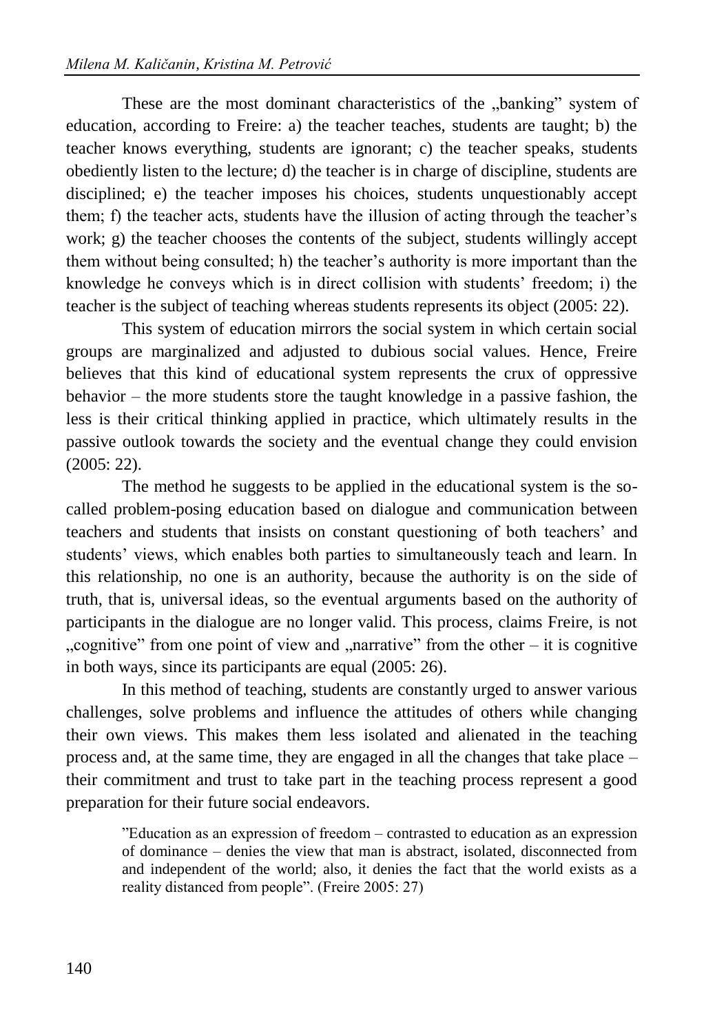These are the most dominant characteristics of the „banking" system of education, according to Freire: a) the teacher teaches, students are taught; b) the teacher knows everything, students are ignorant; c) the teacher speaks, students obediently listen to the lecture; d) the teacher is in charge of discipline, students are disciplined; e) the teacher imposes his choices, students unquestionably accept them; f) the teacher acts, students have the illusion of acting through the teacher's work; g) the teacher chooses the contents of the subject, students willingly accept them without being consulted; h) the teacher's authority is more important than the knowledge he conveys which is in direct collision with students' freedom; i) the teacher is the subject of teaching whereas students represents its object (2005: 22).

This system of education mirrors the social system in which certain social groups are marginalized and adjusted to dubious social values. Hence, Freire believes that this kind of educational system represents the crux of oppressive behavior – the more students store the taught knowledge in a passive fashion, the less is their critical thinking applied in practice, which ultimately results in the passive outlook towards the society and the eventual change they could envision (2005: 22).

The method he suggests to be applied in the educational system is the so-called problem-posing education based on dialogue and communication between teachers and students that insists on constant questioning of both teachers' and students' views, which enables both parties to simultaneously teach and learn. In this relationship, no one is an authority, because the authority is on the side of truth, that is, universal ideas, so the eventual arguments based on the authority of participants in the dialogue are no longer valid. This process, claims Freire, is not „cognitive" from one point of view and „narrative" from the other – it is cognitive in both ways, since its participants are equal (2005: 26).

In this method of teaching, students are constantly urged to answer various challenges, solve problems and influence the attitudes of others while changing their own views. This makes them less isolated and alienated in the teaching process and, at the same time, they are engaged in all the changes that take place – their commitment and trust to take part in the teaching process represent a good preparation for their future social endeavors.

> "Education as an expression of freedom – contrasted to education as an expression of dominance – denies the view that man is abstract, isolated, disconnected from and independent of the world; also, it denies the fact that the world exists as a reality distanced from people". (Freire 2005: 27)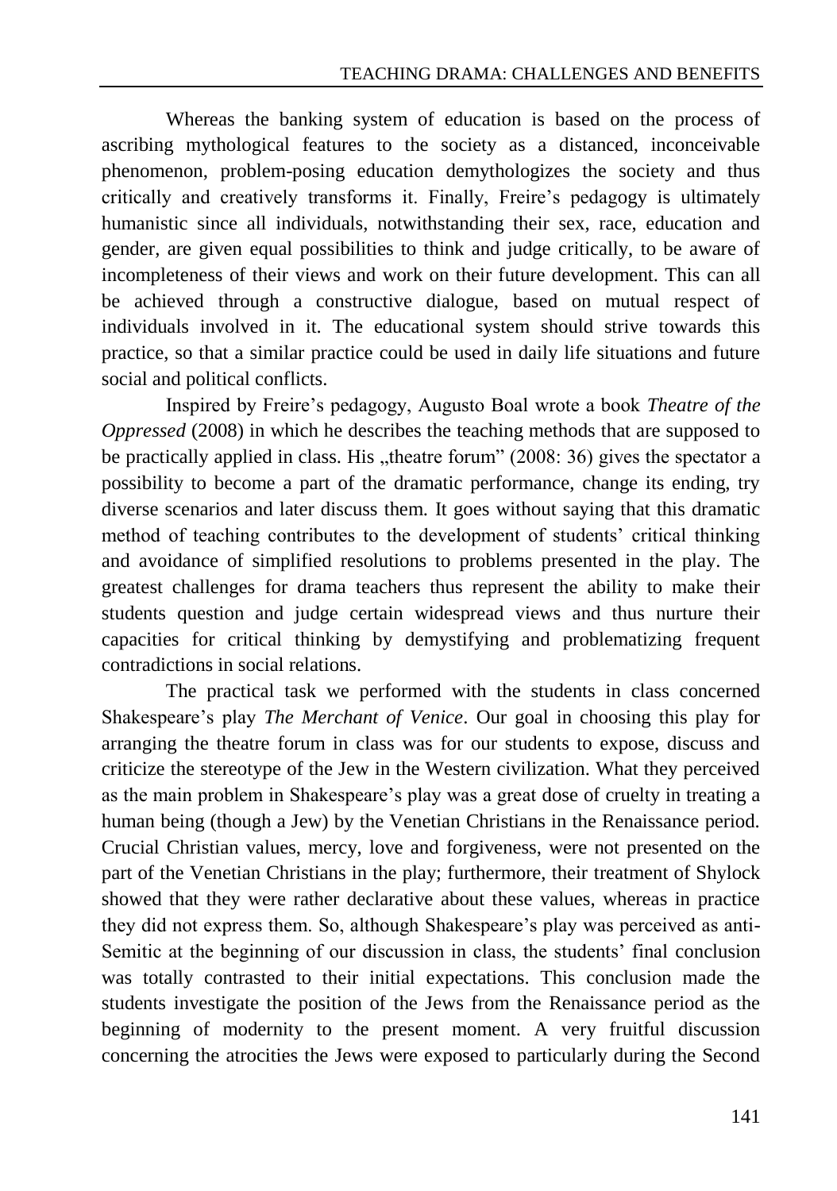Whereas the banking system of education is based on the process of ascribing mythological features to the society as a distanced, inconceivable phenomenon, problem-posing education demythologizes the society and thus critically and creatively transforms it. Finally, Freire's pedagogy is ultimately humanistic since all individuals, notwithstanding their sex, race, education and gender, are given equal possibilities to think and judge critically, to be aware of incompleteness of their views and work on their future development. This can all be achieved through a constructive dialogue, based on mutual respect of individuals involved in it. The educational system should strive towards this practice, so that a similar practice could be used in daily life situations and future social and political conflicts.

Inspired by Freire's pedagogy, Augusto Boal wrote a book *Theatre of the Oppressed* (2008) in which he describes the teaching methods that are supposed to be practically applied in class. His „theatre forum" (2008: 36) gives the spectator a possibility to become a part of the dramatic performance, change its ending, try diverse scenarios and later discuss them. It goes without saying that this dramatic method of teaching contributes to the development of students' critical thinking and avoidance of simplified resolutions to problems presented in the play. The greatest challenges for drama teachers thus represent the ability to make their students question and judge certain widespread views and thus nurture their capacities for critical thinking by demystifying and problematizing frequent contradictions in social relations.

The practical task we performed with the students in class concerned Shakespeare's play *The Merchant of Venice*. Our goal in choosing this play for arranging the theatre forum in class was for our students to expose, discuss and criticize the stereotype of the Jew in the Western civilization. What they perceived as the main problem in Shakespeare's play was a great dose of cruelty in treating a human being (though a Jew) by the Venetian Christians in the Renaissance period. Crucial Christian values, mercy, love and forgiveness, were not presented on the part of the Venetian Christians in the play; furthermore, their treatment of Shylock showed that they were rather declarative about these values, whereas in practice they did not express them. So, although Shakespeare's play was perceived as anti-Semitic at the beginning of our discussion in class, the students' final conclusion was totally contrasted to their initial expectations. This conclusion made the students investigate the position of the Jews from the Renaissance period as the beginning of modernity to the present moment. A very fruitful discussion concerning the atrocities the Jews were exposed to particularly during the Second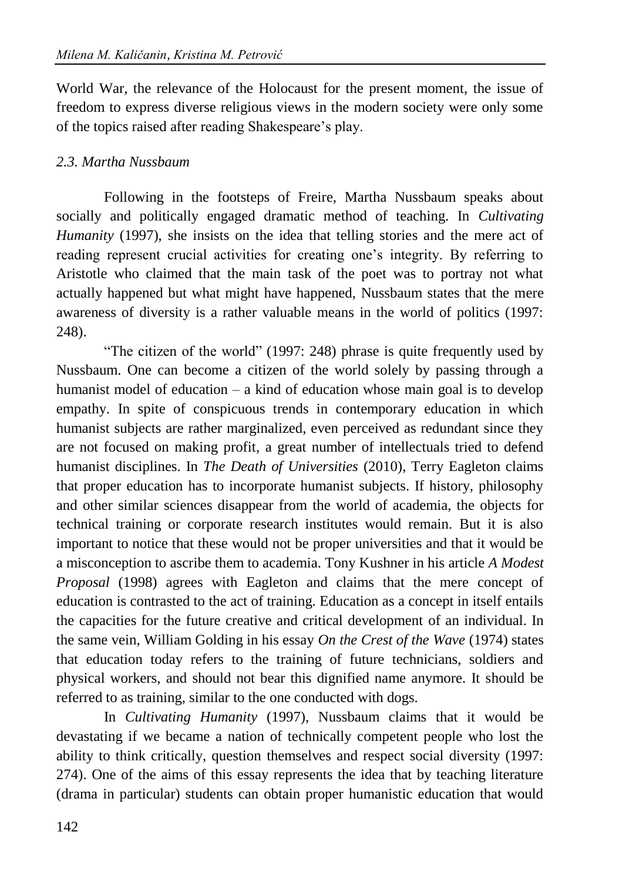World War, the relevance of the Holocaust for the present moment, the issue of freedom to express diverse religious views in the modern society were only some of the topics raised after reading Shakespeare's play.

### *2.3. Martha Nussbaum*

Following in the footsteps of Freire, Martha Nussbaum speaks about socially and politically engaged dramatic method of teaching. In *Cultivating Humanity* (1997), she insists on the idea that telling stories and the mere act of reading represent crucial activities for creating one's integrity. By referring to Aristotle who claimed that the main task of the poet was to portray not what actually happened but what might have happened, Nussbaum states that the mere awareness of diversity is a rather valuable means in the world of politics (1997: 248).

"The citizen of the world" (1997: 248) phrase is quite frequently used by Nussbaum. One can become a citizen of the world solely by passing through a humanist model of education – a kind of education whose main goal is to develop empathy. In spite of conspicuous trends in contemporary education in which humanist subjects are rather marginalized, even perceived as redundant since they are not focused on making profit, a great number of intellectuals tried to defend humanist disciplines. In *The Death of Universities* (2010), Terry Eagleton claims that proper education has to incorporate humanist subjects. If history, philosophy and other similar sciences disappear from the world of academia, the objects for technical training or corporate research institutes would remain. But it is also important to notice that these would not be proper universities and that it would be a misconception to ascribe them to academia. Tony Kushner in his article *A Modest Proposal* (1998) agrees with Eagleton and claims that the mere concept of education is contrasted to the act of training. Education as a concept in itself entails the capacities for the future creative and critical development of an individual. In the same vein, William Golding in his essay *On the Crest of the Wave* (1974) states that education today refers to the training of future technicians, soldiers and physical workers, and should not bear this dignified name anymore. It should be referred to as training, similar to the one conducted with dogs.

In *Cultivating Humanity* (1997), Nussbaum claims that it would be devastating if we became a nation of technically competent people who lost the ability to think critically, question themselves and respect social diversity (1997: 274). One of the aims of this essay represents the idea that by teaching literature (drama in particular) students can obtain proper humanistic education that would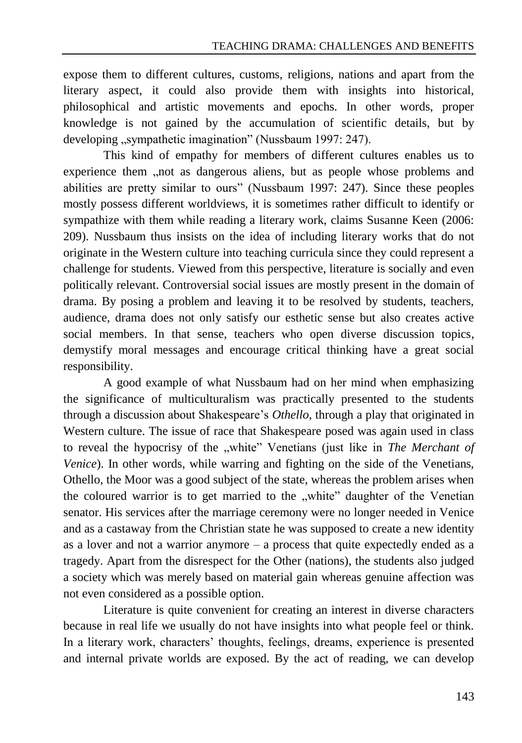expose them to different cultures, customs, religions, nations and apart from the literary aspect, it could also provide them with insights into historical, philosophical and artistic movements and epochs. In other words, proper knowledge is not gained by the accumulation of scientific details, but by developing „sympathetic imagination" (Nussbaum 1997: 247).

This kind of empathy for members of different cultures enables us to experience them „not as dangerous aliens, but as people whose problems and abilities are pretty similar to ours" (Nussbaum 1997: 247). Since these peoples mostly possess different worldviews, it is sometimes rather difficult to identify or sympathize with them while reading a literary work, claims Susanne Keen (2006: 209). Nussbaum thus insists on the idea of including literary works that do not originate in the Western culture into teaching curricula since they could represent a challenge for students. Viewed from this perspective, literature is socially and even politically relevant. Controversial social issues are mostly present in the domain of drama. By posing a problem and leaving it to be resolved by students, teachers, audience, drama does not only satisfy our esthetic sense but also creates active social members. In that sense, teachers who open diverse discussion topics, demystify moral messages and encourage critical thinking have a great social responsibility.

A good example of what Nussbaum had on her mind when emphasizing the significance of multiculturalism was practically presented to the students through a discussion about Shakespeare's *Othello*, through a play that originated in Western culture. The issue of race that Shakespeare posed was again used in class to reveal the hypocrisy of the „white" Venetians (just like in *The Merchant of Venice*). In other words, while warring and fighting on the side of the Venetians, Othello, the Moor was a good subject of the state, whereas the problem arises when the coloured warrior is to get married to the „white" daughter of the Venetian senator. His services after the marriage ceremony were no longer needed in Venice and as a castaway from the Christian state he was supposed to create a new identity as a lover and not a warrior anymore – a process that quite expectedly ended as a tragedy. Apart from the disrespect for the Other (nations), the students also judged a society which was merely based on material gain whereas genuine affection was not even considered as a possible option.

Literature is quite convenient for creating an interest in diverse characters because in real life we usually do not have insights into what people feel or think. In a literary work, characters' thoughts, feelings, dreams, experience is presented and internal private worlds are exposed. By the act of reading, we can develop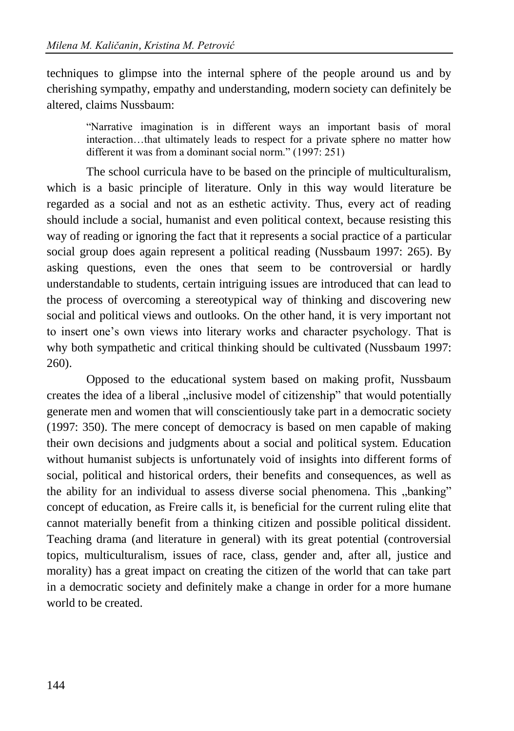techniques to glimpse into the internal sphere of the people around us and by cherishing sympathy, empathy and understanding, modern society can definitely be altered, claims Nussbaum:

> "Narrative imagination is in different ways an important basis of moral interaction…that ultimately leads to respect for a private sphere no matter how different it was from a dominant social norm." (1997: 251)

The school curricula have to be based on the principle of multiculturalism, which is a basic principle of literature. Only in this way would literature be regarded as a social and not as an esthetic activity. Thus, every act of reading should include a social, humanist and even political context, because resisting this way of reading or ignoring the fact that it represents a social practice of a particular social group does again represent a political reading (Nussbaum 1997: 265). By asking questions, even the ones that seem to be controversial or hardly understandable to students, certain intriguing issues are introduced that can lead to the process of overcoming a stereotypical way of thinking and discovering new social and political views and outlooks. On the other hand, it is very important not to insert one's own views into literary works and character psychology. That is why both sympathetic and critical thinking should be cultivated (Nussbaum 1997: 260).

Opposed to the educational system based on making profit, Nussbaum creates the idea of a liberal „inclusive model of citizenship" that would potentially generate men and women that will conscientiously take part in a democratic society (1997: 350). The mere concept of democracy is based on men capable of making their own decisions and judgments about a social and political system. Education without humanist subjects is unfortunately void of insights into different forms of social, political and historical orders, their benefits and consequences, as well as the ability for an individual to assess diverse social phenomena. This „banking" concept of education, as Freire calls it, is beneficial for the current ruling elite that cannot materially benefit from a thinking citizen and possible political dissident. Teaching drama (and literature in general) with its great potential (controversial topics, multiculturalism, issues of race, class, gender and, after all, justice and morality) has a great impact on creating the citizen of the world that can take part in a democratic society and definitely make a change in order for a more humane world to be created.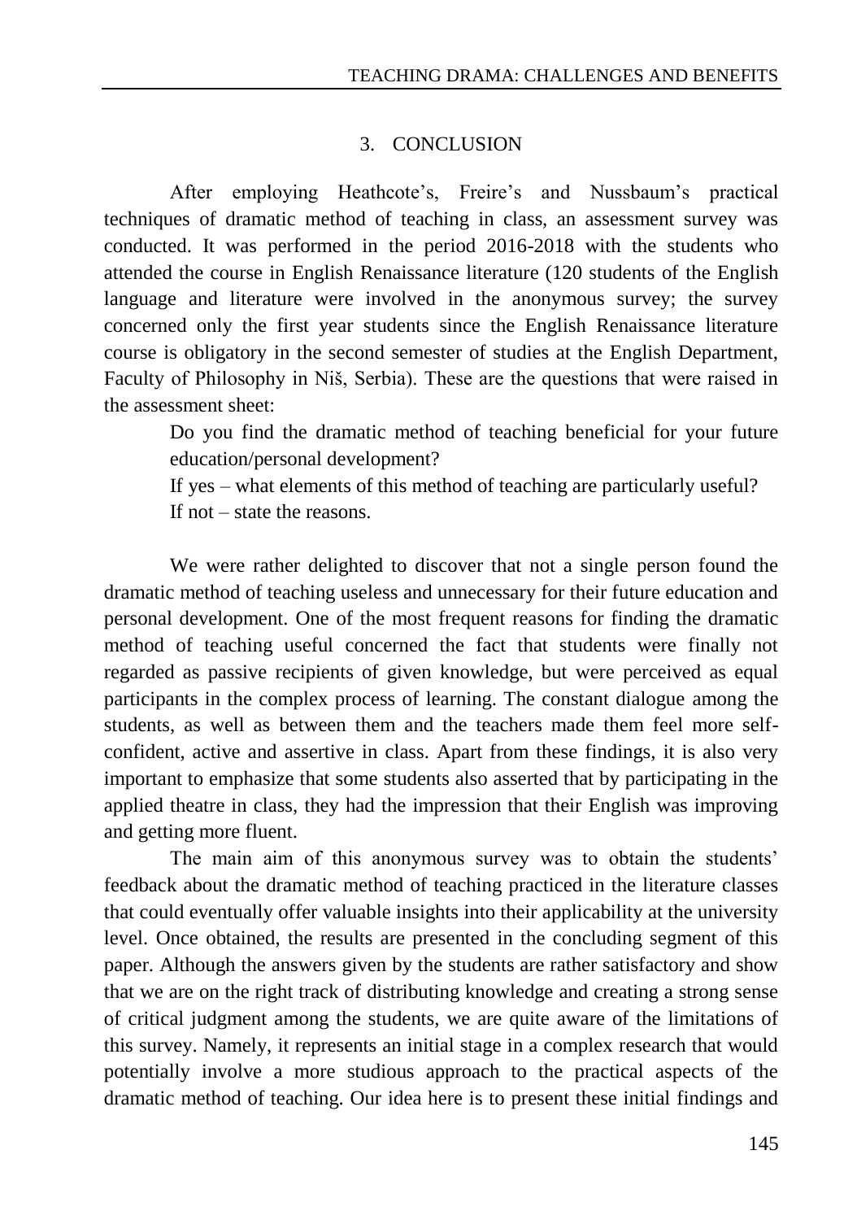## 3. CONCLUSION

After employing Heathcote's, Freire's and Nussbaum's practical techniques of dramatic method of teaching in class, an assessment survey was conducted. It was performed in the period 2016-2018 with the students who attended the course in English Renaissance literature (120 students of the English language and literature were involved in the anonymous survey; the survey concerned only the first year students since the English Renaissance literature course is obligatory in the second semester of studies at the English Department, Faculty of Philosophy in Niš, Serbia). These are the questions that were raised in the assessment sheet:

> Do you find the dramatic method of teaching beneficial for your future education/personal development?
>
> If yes – what elements of this method of teaching are particularly useful?
>
> If not – state the reasons.

We were rather delighted to discover that not a single person found the dramatic method of teaching useless and unnecessary for their future education and personal development. One of the most frequent reasons for finding the dramatic method of teaching useful concerned the fact that students were finally not regarded as passive recipients of given knowledge, but were perceived as equal participants in the complex process of learning. The constant dialogue among the students, as well as between them and the teachers made them feel more self-confident, active and assertive in class. Apart from these findings, it is also very important to emphasize that some students also asserted that by participating in the applied theatre in class, they had the impression that their English was improving and getting more fluent.

The main aim of this anonymous survey was to obtain the students' feedback about the dramatic method of teaching practiced in the literature classes that could eventually offer valuable insights into their applicability at the university level. Once obtained, the results are presented in the concluding segment of this paper. Although the answers given by the students are rather satisfactory and show that we are on the right track of distributing knowledge and creating a strong sense of critical judgment among the students, we are quite aware of the limitations of this survey. Namely, it represents an initial stage in a complex research that would potentially involve a more studious approach to the practical aspects of the dramatic method of teaching. Our idea here is to present these initial findings and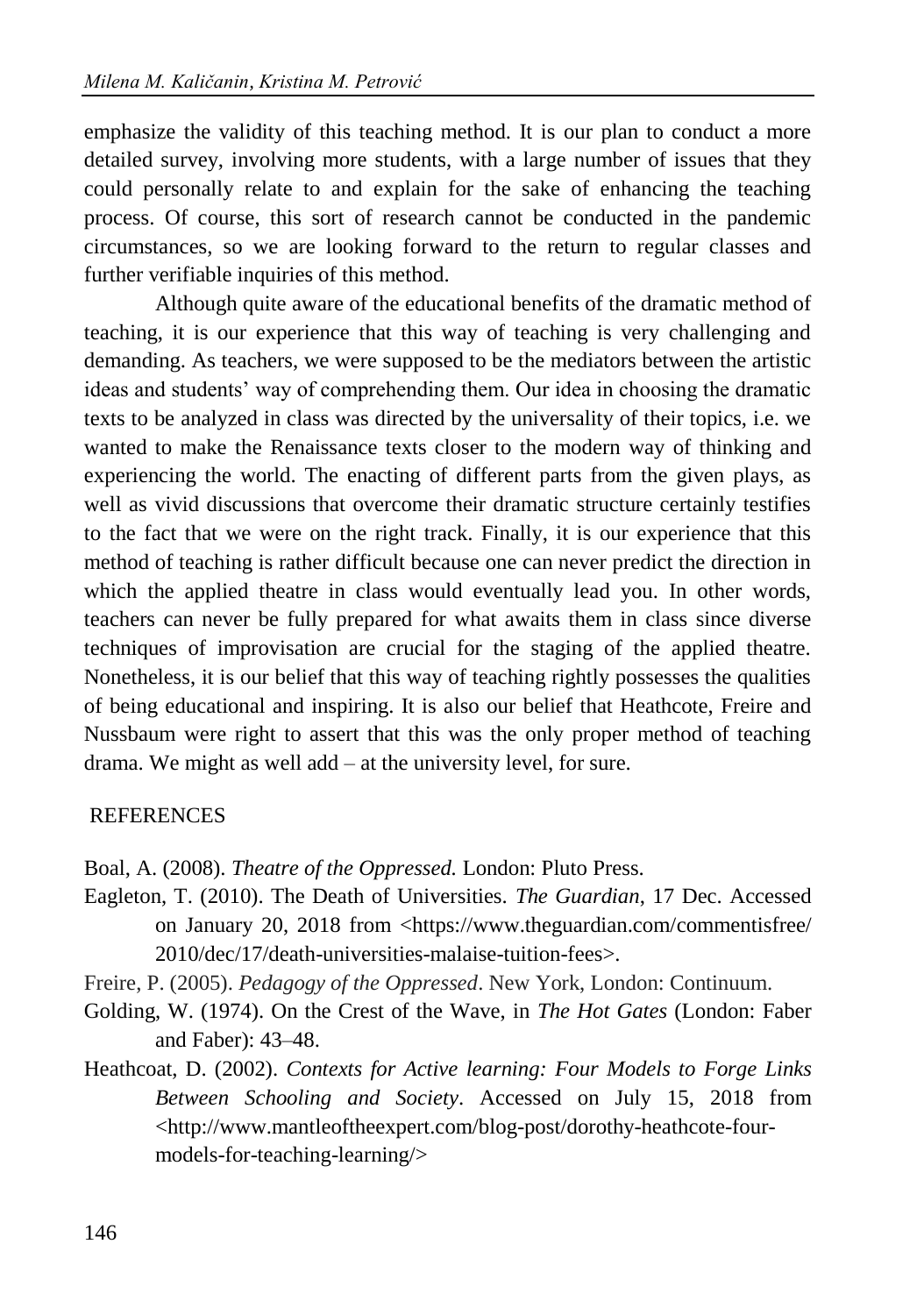emphasize the validity of this teaching method. It is our plan to conduct a more detailed survey, involving more students, with a large number of issues that they could personally relate to and explain for the sake of enhancing the teaching process. Of course, this sort of research cannot be conducted in the pandemic circumstances, so we are looking forward to the return to regular classes and further verifiable inquiries of this method.

Although quite aware of the educational benefits of the dramatic method of teaching, it is our experience that this way of teaching is very challenging and demanding. As teachers, we were supposed to be the mediators between the artistic ideas and students' way of comprehending them. Our idea in choosing the dramatic texts to be analyzed in class was directed by the universality of their topics, i.e. we wanted to make the Renaissance texts closer to the modern way of thinking and experiencing the world. The enacting of different parts from the given plays, as well as vivid discussions that overcome their dramatic structure certainly testifies to the fact that we were on the right track. Finally, it is our experience that this method of teaching is rather difficult because one can never predict the direction in which the applied theatre in class would eventually lead you. In other words, teachers can never be fully prepared for what awaits them in class since diverse techniques of improvisation are crucial for the staging of the applied theatre. Nonetheless, it is our belief that this way of teaching rightly possesses the qualities of being educational and inspiring. It is also our belief that Heathcote, Freire and Nussbaum were right to assert that this was the only proper method of teaching drama. We might as well add – at the university level, for sure.

## REFERENCES

Boal, A. (2008). *Theatre of the Oppressed.* London: Pluto Press.

Eagleton, T. (2010). The Death of Universities. *The Guardian*, 17 Dec. Accessed on January 20, 2018 from <https://www.theguardian.com/commentisfree/2010/dec/17/death-universities-malaise-tuition-fees>.

Freire, P. (2005). *Pedagogy of the Oppressed*. New York, London: Continuum.

Golding, W. (1974). On the Crest of the Wave, in *The Hot Gates* (London: Faber and Faber): 43–48.

Heathcoat, D. (2002). *Contexts for Active learning: Four Models to Forge Links Between Schooling and Society*. Accessed on July 15, 2018 from <http://www.mantleoftheexpert.com/blog-post/dorothy-heathcote-four-models-for-teaching-learning/>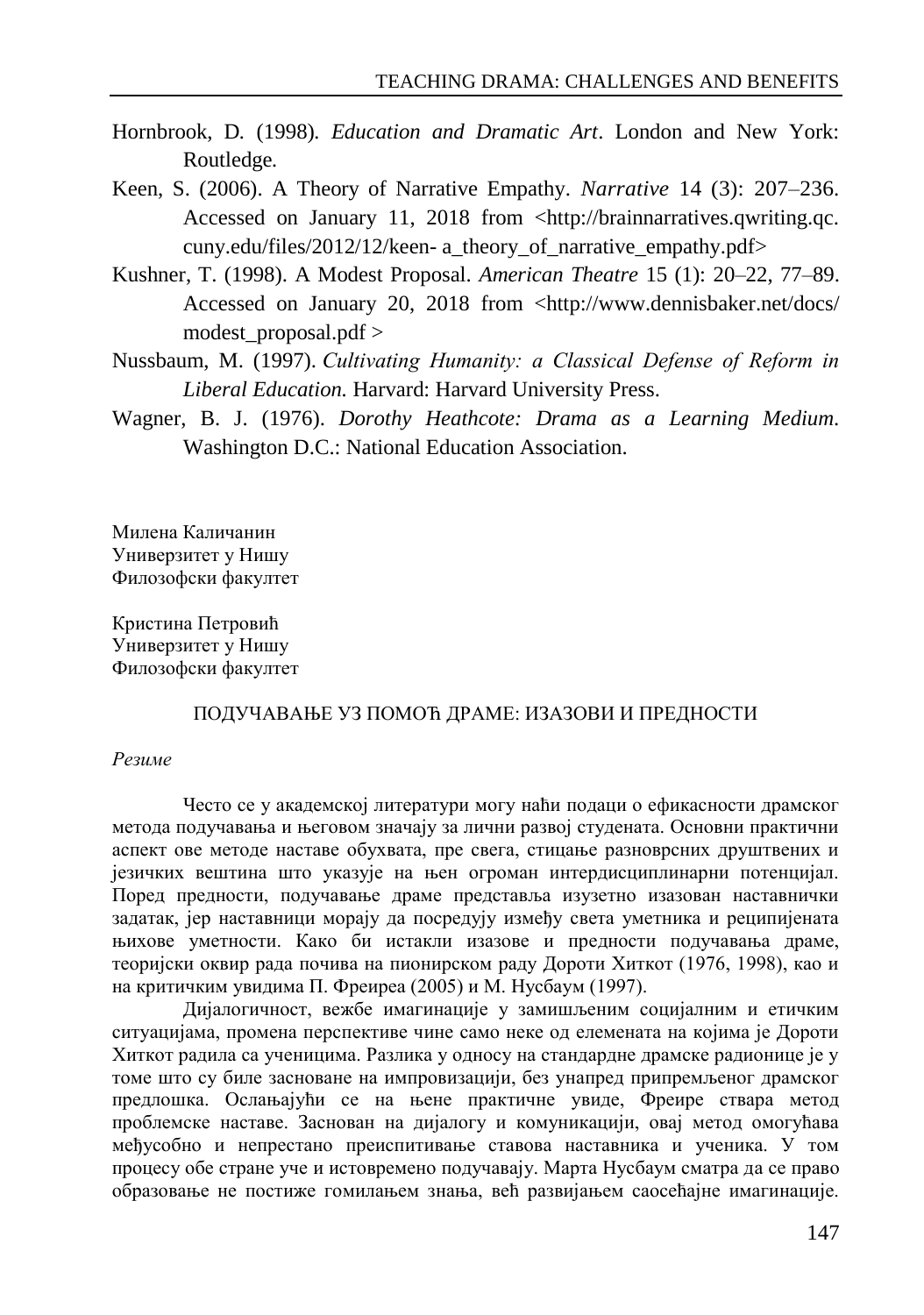Hornbrook, D. (1998). *Education and Dramatic Art*. London and New York: Routledge.

Keen, S. (2006). A Theory of Narrative Empathy. *Narrative* 14 (3): 207–236. Accessed on January 11, 2018 from <http://brainnarratives.qwriting.qc.cuny.edu/files/2012/12/keen- a_theory_of_narrative_empathy.pdf>

Kushner, T. (1998). A Modest Proposal. *American Theatre* 15 (1): 20–22, 77–89. Accessed on January 20, 2018 from <http://www.dennisbaker.net/docs/modest_proposal.pdf >

Nussbaum, M. (1997). *Cultivating Humanity: a Classical Defense of Reform in Liberal Education.* Harvard: Harvard University Press.

Wagner, B. J. (1976). *Dorothy Heathcote: Drama as a Learning Medium*. Washington D.C.: National Education Association.

Милена Каличанин
Универзитет у Нишу
Филозофски факултет

Кристина Петровић
Универзитет у Нишу
Филозофски факултет

## ПОДУЧАВАЊЕ УЗ ПОМОЋ ДРАМЕ: ИЗАЗОВИ И ПРЕДНОСТИ

*Резиме*

Често се у академској литератури могу наћи подаци о ефикасности драмског метода подучавања и његовом значају за лични развој студената. Основни практични аспект ове методе наставе обухвата, пре свега, стицање разноврсних друштвених и језичких вештина што указује на њен огроман интердисциплинарни потенцијал. Поред предности, подучавање драме представља изузетно изазован наставнички задатак, јер наставници морају да посредују између света уметника и реципијената њихове уметности. Како би истакли изазове и предности подучавања драме, теоријски оквир рада почива на пионирском раду Дороти Хиткот (1976, 1998), као и на критичким увидима П. Фреиреа (2005) и М. Нусбаум (1997).

Дијалогичност, вежбе имагинације у замишљеним социјалним и етичким ситуацијама, промена перспективе чине само неке од елемената на којима је Дороти Хиткот радила са ученицима. Разлика у односу на стандардне драмске радионице је у томе што су биле засноване на импровизацији, без унапред припремљеног драмског предлошка. Ослањајући се на њене практичне увиде, Фреире ствара метод проблемске наставе. Заснован на дијалогу и комуникацији, овај метод омогућава међусобно и непрестано преиспитивање ставова наставника и ученика. У том процесу обе стране уче и истовремено подучавају. Марта Нусбаум сматра да се право образовање не постиже гомилањем знања, већ развијањем саосећајне имагинације.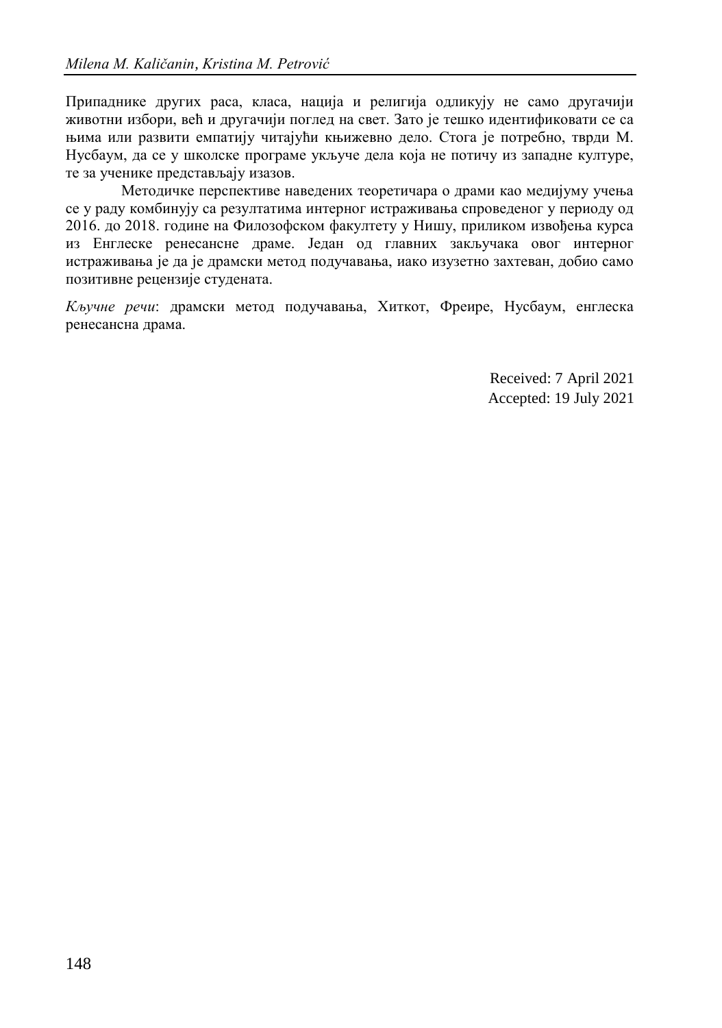Припаднике других раса, класа, нација и религија одликују не само другачији животни избори, већ и другачији поглед на свет. Зато је тешко идентификовати се са њима или развити емпатију читајући књижевно дело. Стога је потребно, тврди М. Нусбаум, да се у школске програме укључе дела која не потичу из западне културе, те за ученике представљају изазов.

Методичке перспективе наведених теоретичара о драми као медијуму учења се у раду комбинују са резултатима интерног истраживања спроведеног у периоду од 2016. до 2018. године на Филозофском факултету у Нишу, приликом извођења курса из Енглеске ренесансне драме. Један од главних закључака овог интерног истраживања је да је драмски метод подучавања, иако изузетно захтеван, добио само позитивне рецензије студената.

*Кључне речи*: драмски метод подучавања, Хиткот, Фреире, Нусбаум, енглеска ренесансна драма.

Received: 7 April 2021
Accepted: 19 July 2021